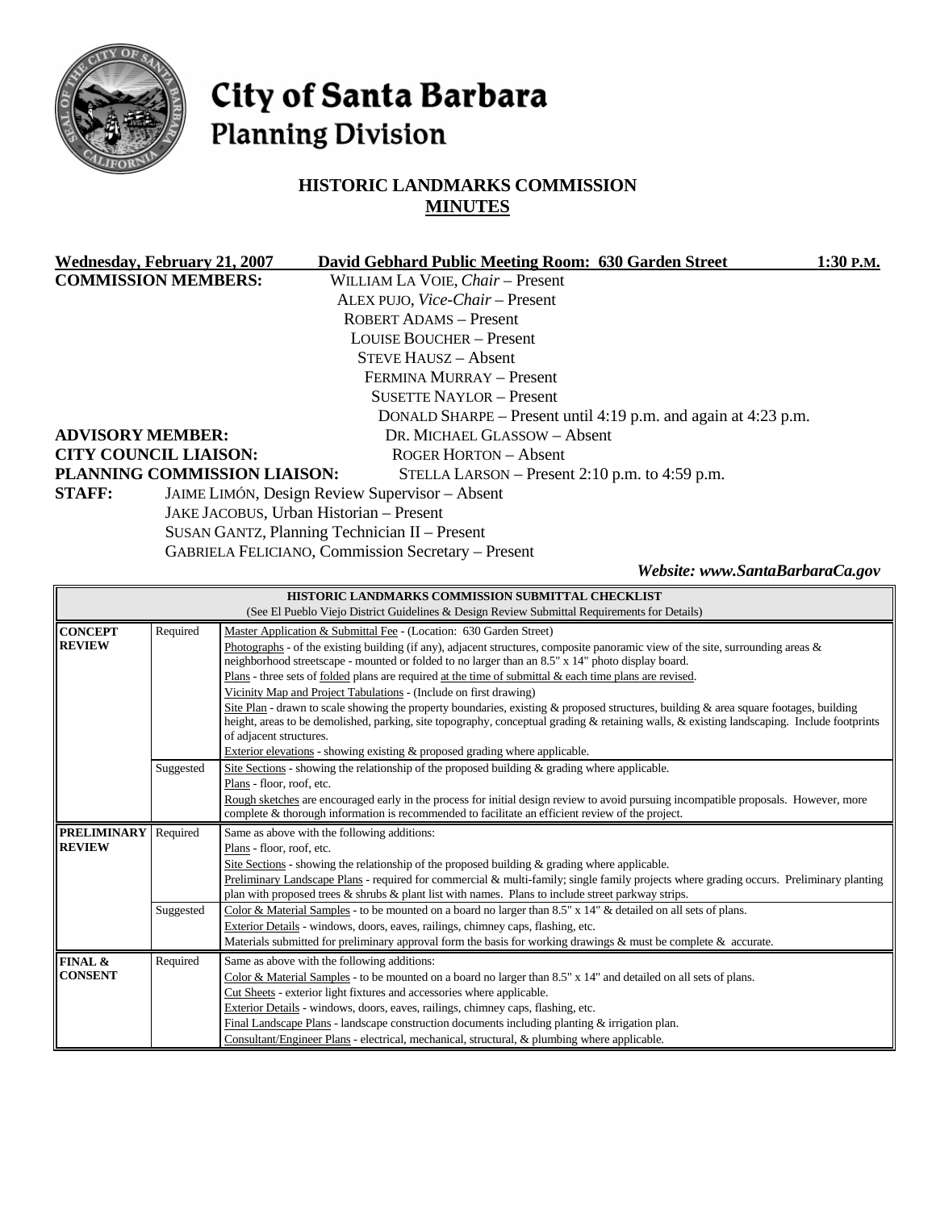# City of Santa Barbara
## Planning Division

## HISTORIC LANDMARKS COMMISSION
## MINUTES

**Wednesday, February 21, 2007** **David Gebhard Public Meeting Room: 630 Garden Street** **1:30 P.M.**

**COMMISSION MEMBERS:**
WILLIAM LA VOIE, *Chair* – Present
ALEX PUJO, *Vice-Chair* – Present
ROBERT ADAMS – Present
LOUISE BOUCHER – Present
STEVE HAUSZ – Absent
FERMINA MURRAY – Present
SUSETTE NAYLOR – Present
DONALD SHARPE – Present until 4:19 p.m. and again at 4:23 p.m.

**ADVISORY MEMBER:** DR. MICHAEL GLASSOW – Absent

**CITY COUNCIL LIAISON:** ROGER HORTON – Absent

**PLANNING COMMISSION LIAISON:** STELLA LARSON – Present 2:10 p.m. to 4:59 p.m.

**STAFF:**
JAIME LIMÓN, Design Review Supervisor – Absent
JAKE JACOBUS, Urban Historian – Present
SUSAN GANTZ, Planning Technician II – Present
GABRIELA FELICIANO, Commission Secretary – Present

***Website: www.SantaBarbaraCa.gov***

| HISTORIC LANDMARKS COMMISSION SUBMITTAL CHECKLIST (See El Pueblo Viejo District Guidelines & Design Review Submittal Requirements for Details) | | |
|---|---|---|
| **CONCEPT REVIEW** | Required | Master Application & Submittal Fee - (Location: 630 Garden Street)<br>Photographs - of the existing building (if any), adjacent structures, composite panoramic view of the site, surrounding areas & neighborhood streetscape - mounted or folded to no larger than an 8.5" x 14" photo display board.<br>Plans - three sets of folded plans are required at the time of submittal & each time plans are revised.<br>Vicinity Map and Project Tabulations - (Include on first drawing)<br>Site Plan - drawn to scale showing the property boundaries, existing & proposed structures, building & area square footages, building height, areas to be demolished, parking, site topography, conceptual grading & retaining walls, & existing landscaping. Include footprints of adjacent structures.<br>Exterior elevations - showing existing & proposed grading where applicable. |
| | Suggested | Site Sections - showing the relationship of the proposed building & grading where applicable.<br>Plans - floor, roof, etc.<br>Rough sketches are encouraged early in the process for initial design review to avoid pursuing incompatible proposals. However, more complete & thorough information is recommended to facilitate an efficient review of the project. |
| **PRELIMINARY REVIEW** | Required | Same as above with the following additions:<br>Plans - floor, roof, etc.<br>Site Sections - showing the relationship of the proposed building & grading where applicable.<br>Preliminary Landscape Plans - required for commercial & multi-family; single family projects where grading occurs. Preliminary planting plan with proposed trees & shrubs & plant list with names. Plans to include street parkway strips. |
| | Suggested | Color & Material Samples - to be mounted on a board no larger than 8.5" x 14" & detailed on all sets of plans.<br>Exterior Details - windows, doors, eaves, railings, chimney caps, flashing, etc.<br>Materials submitted for preliminary approval form the basis for working drawings & must be complete & accurate. |
| **FINAL & CONSENT** | Required | Same as above with the following additions:<br>Color & Material Samples - to be mounted on a board no larger than 8.5" x 14" and detailed on all sets of plans.<br>Cut Sheets - exterior light fixtures and accessories where applicable.<br>Exterior Details - windows, doors, eaves, railings, chimney caps, flashing, etc.<br>Final Landscape Plans - landscape construction documents including planting & irrigation plan.<br>Consultant/Engineer Plans - electrical, mechanical, structural, & plumbing where applicable. |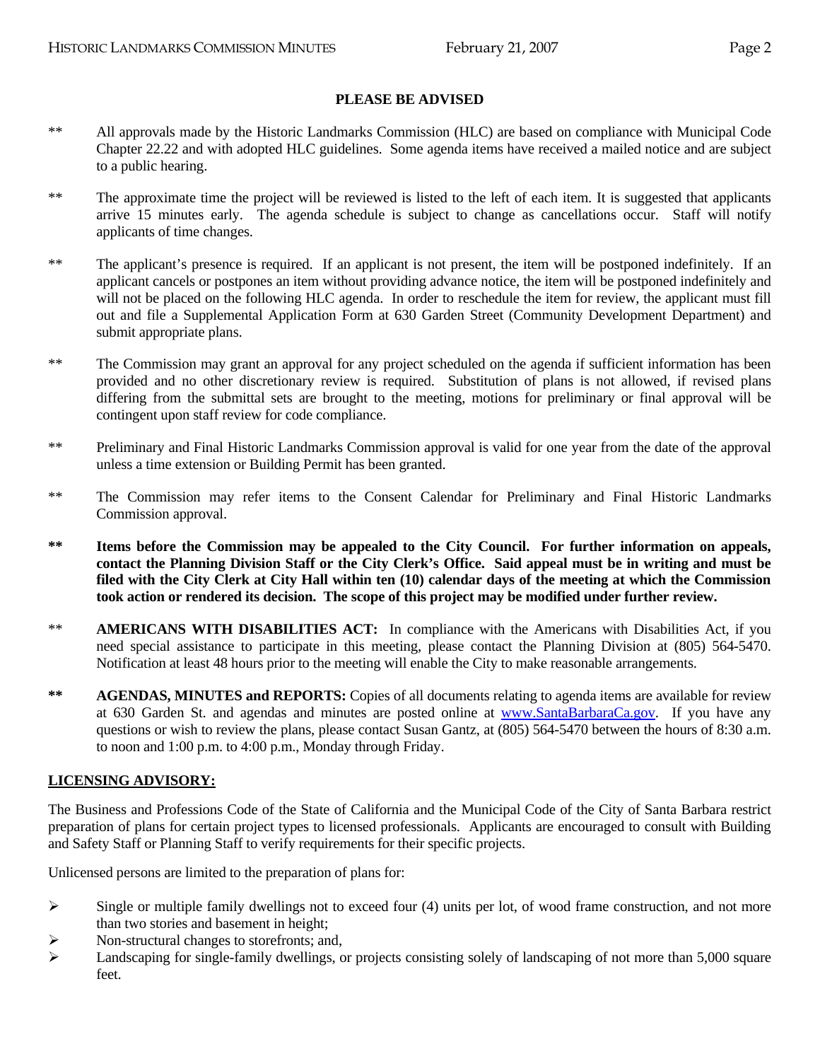**PLEASE BE ADVISED**

** All approvals made by the Historic Landmarks Commission (HLC) are based on compliance with Municipal Code Chapter 22.22 and with adopted HLC guidelines. Some agenda items have received a mailed notice and are subject to a public hearing.

** The approximate time the project will be reviewed is listed to the left of each item. It is suggested that applicants arrive 15 minutes early. The agenda schedule is subject to change as cancellations occur. Staff will notify applicants of time changes.

** The applicant's presence is required. If an applicant is not present, the item will be postponed indefinitely. If an applicant cancels or postpones an item without providing advance notice, the item will be postponed indefinitely and will not be placed on the following HLC agenda. In order to reschedule the item for review, the applicant must fill out and file a Supplemental Application Form at 630 Garden Street (Community Development Department) and submit appropriate plans.

** The Commission may grant an approval for any project scheduled on the agenda if sufficient information has been provided and no other discretionary review is required. Substitution of plans is not allowed, if revised plans differing from the submittal sets are brought to the meeting, motions for preliminary or final approval will be contingent upon staff review for code compliance.

** Preliminary and Final Historic Landmarks Commission approval is valid for one year from the date of the approval unless a time extension or Building Permit has been granted.

** The Commission may refer items to the Consent Calendar for Preliminary and Final Historic Landmarks Commission approval.

**\*\* Items before the Commission may be appealed to the City Council. For further information on appeals, contact the Planning Division Staff or the City Clerk's Office. Said appeal must be in writing and must be filed with the City Clerk at City Hall within ten (10) calendar days of the meeting at which the Commission took action or rendered its decision. The scope of this project may be modified under further review.**

** **AMERICANS WITH DISABILITIES ACT:** In compliance with the Americans with Disabilities Act, if you need special assistance to participate in this meeting, please contact the Planning Division at (805) 564-5470. Notification at least 48 hours prior to the meeting will enable the City to make reasonable arrangements.

** **AGENDAS, MINUTES and REPORTS:** Copies of all documents relating to agenda items are available for review at 630 Garden St. and agendas and minutes are posted online at [www.SantaBarbaraCa.gov](http://www.SantaBarbaraCa.gov). If you have any questions or wish to review the plans, please contact Susan Gantz, at (805) 564-5470 between the hours of 8:30 a.m. to noon and 1:00 p.m. to 4:00 p.m., Monday through Friday.

**LICENSING ADVISORY:**

The Business and Professions Code of the State of California and the Municipal Code of the City of Santa Barbara restrict preparation of plans for certain project types to licensed professionals. Applicants are encouraged to consult with Building and Safety Staff or Planning Staff to verify requirements for their specific projects.

Unlicensed persons are limited to the preparation of plans for:

- Single or multiple family dwellings not to exceed four (4) units per lot, of wood frame construction, and not more than two stories and basement in height;
- Non-structural changes to storefronts; and,
- Landscaping for single-family dwellings, or projects consisting solely of landscaping of not more than 5,000 square feet.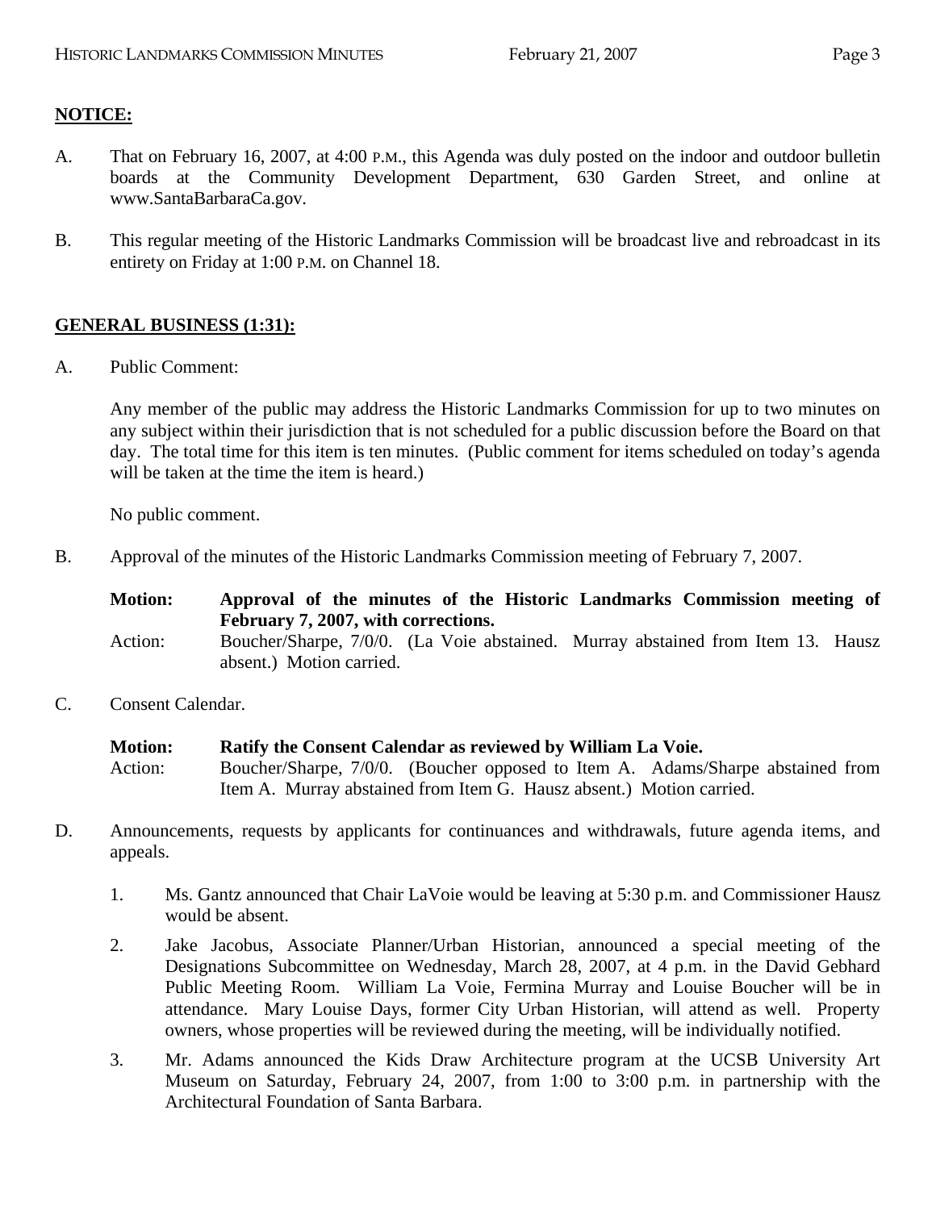**NOTICE:**

A. That on February 16, 2007, at 4:00 P.M., this Agenda was duly posted on the indoor and outdoor bulletin boards at the Community Development Department, 630 Garden Street, and online at www.SantaBarbaraCa.gov.

B. This regular meeting of the Historic Landmarks Commission will be broadcast live and rebroadcast in its entirety on Friday at 1:00 P.M. on Channel 18.

**GENERAL BUSINESS (1:31):**

A. Public Comment:

Any member of the public may address the Historic Landmarks Commission for up to two minutes on any subject within their jurisdiction that is not scheduled for a public discussion before the Board on that day. The total time for this item is ten minutes. (Public comment for items scheduled on today's agenda will be taken at the time the item is heard.)

No public comment.

B. Approval of the minutes of the Historic Landmarks Commission meeting of February 7, 2007.

**Motion: Approval of the minutes of the Historic Landmarks Commission meeting of February 7, 2007, with corrections.**

Action: Boucher/Sharpe, 7/0/0. (La Voie abstained. Murray abstained from Item 13. Hausz absent.) Motion carried.

C. Consent Calendar.

**Motion: Ratify the Consent Calendar as reviewed by William La Voie.**

Action: Boucher/Sharpe, 7/0/0. (Boucher opposed to Item A. Adams/Sharpe abstained from Item A. Murray abstained from Item G. Hausz absent.) Motion carried.

D. Announcements, requests by applicants for continuances and withdrawals, future agenda items, and appeals.

1. Ms. Gantz announced that Chair LaVoie would be leaving at 5:30 p.m. and Commissioner Hausz would be absent.

2. Jake Jacobus, Associate Planner/Urban Historian, announced a special meeting of the Designations Subcommittee on Wednesday, March 28, 2007, at 4 p.m. in the David Gebhard Public Meeting Room. William La Voie, Fermina Murray and Louise Boucher will be in attendance. Mary Louise Days, former City Urban Historian, will attend as well. Property owners, whose properties will be reviewed during the meeting, will be individually notified.

3. Mr. Adams announced the Kids Draw Architecture program at the UCSB University Art Museum on Saturday, February 24, 2007, from 1:00 to 3:00 p.m. in partnership with the Architectural Foundation of Santa Barbara.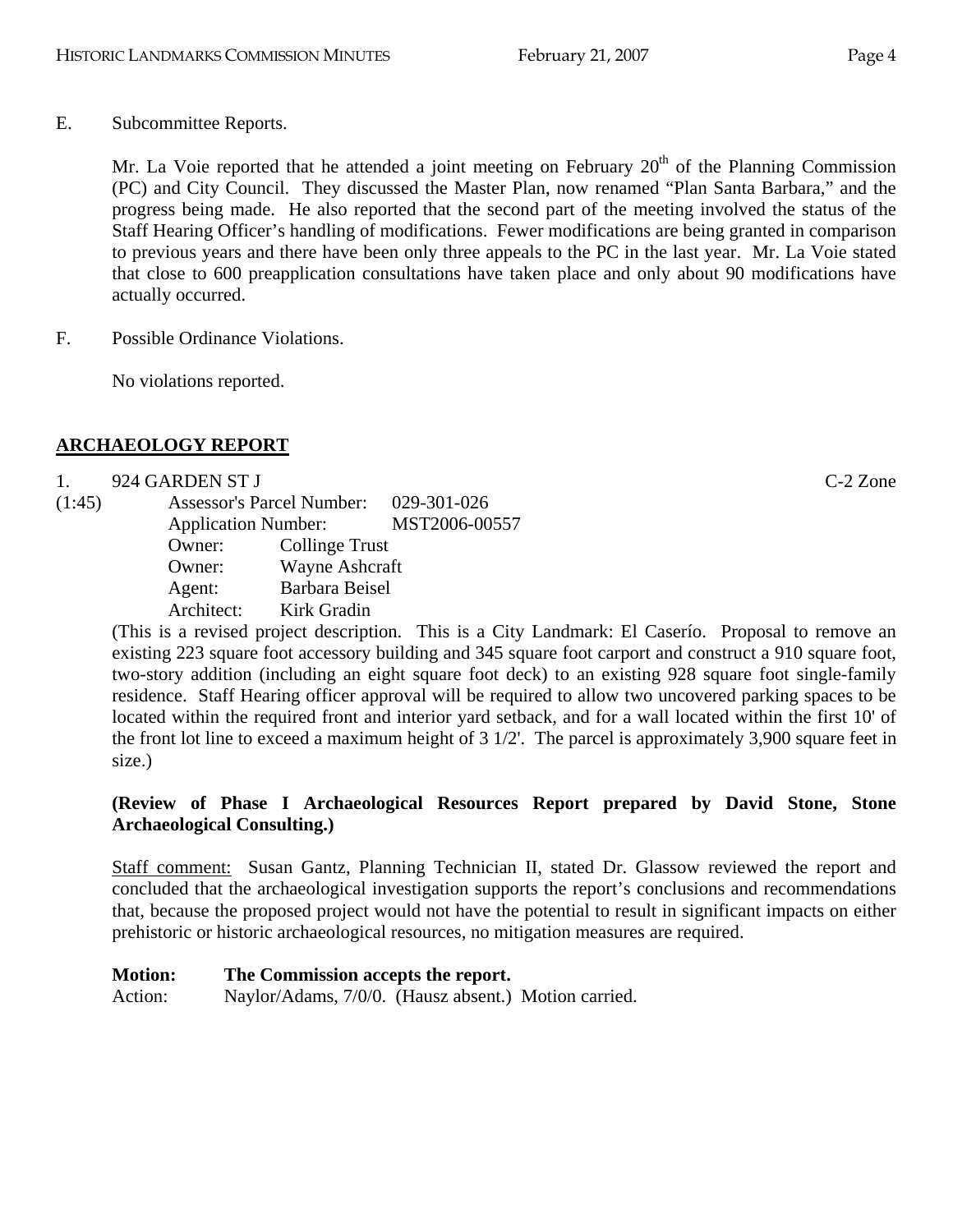E. Subcommittee Reports.

Mr. La Voie reported that he attended a joint meeting on February 20th of the Planning Commission (PC) and City Council. They discussed the Master Plan, now renamed "Plan Santa Barbara," and the progress being made. He also reported that the second part of the meeting involved the status of the Staff Hearing Officer's handling of modifications. Fewer modifications are being granted in comparison to previous years and there have been only three appeals to the PC in the last year. Mr. La Voie stated that close to 600 preapplication consultations have taken place and only about 90 modifications have actually occurred.

F. Possible Ordinance Violations.

No violations reported.

## ARCHAEOLOGY REPORT

1. 924 GARDEN ST J C-2 Zone

(1:45)

Assessor's Parcel Number: 029-301-026
Application Number: MST2006-00557
Owner: Collinge Trust
Owner: Wayne Ashcraft
Agent: Barbara Beisel
Architect: Kirk Gradin

(This is a revised project description. This is a City Landmark: El Caserío. Proposal to remove an existing 223 square foot accessory building and 345 square foot carport and construct a 910 square foot, two-story addition (including an eight square foot deck) to an existing 928 square foot single-family residence. Staff Hearing officer approval will be required to allow two uncovered parking spaces to be located within the required front and interior yard setback, and for a wall located within the first 10' of the front lot line to exceed a maximum height of 3 1/2'. The parcel is approximately 3,900 square feet in size.)

**(Review of Phase I Archaeological Resources Report prepared by David Stone, Stone Archaeological Consulting.)**

Staff comment: Susan Gantz, Planning Technician II, stated Dr. Glassow reviewed the report and concluded that the archaeological investigation supports the report's conclusions and recommendations that, because the proposed project would not have the potential to result in significant impacts on either prehistoric or historic archaeological resources, no mitigation measures are required.

**Motion: The Commission accepts the report.**
Action: Naylor/Adams, 7/0/0. (Hausz absent.) Motion carried.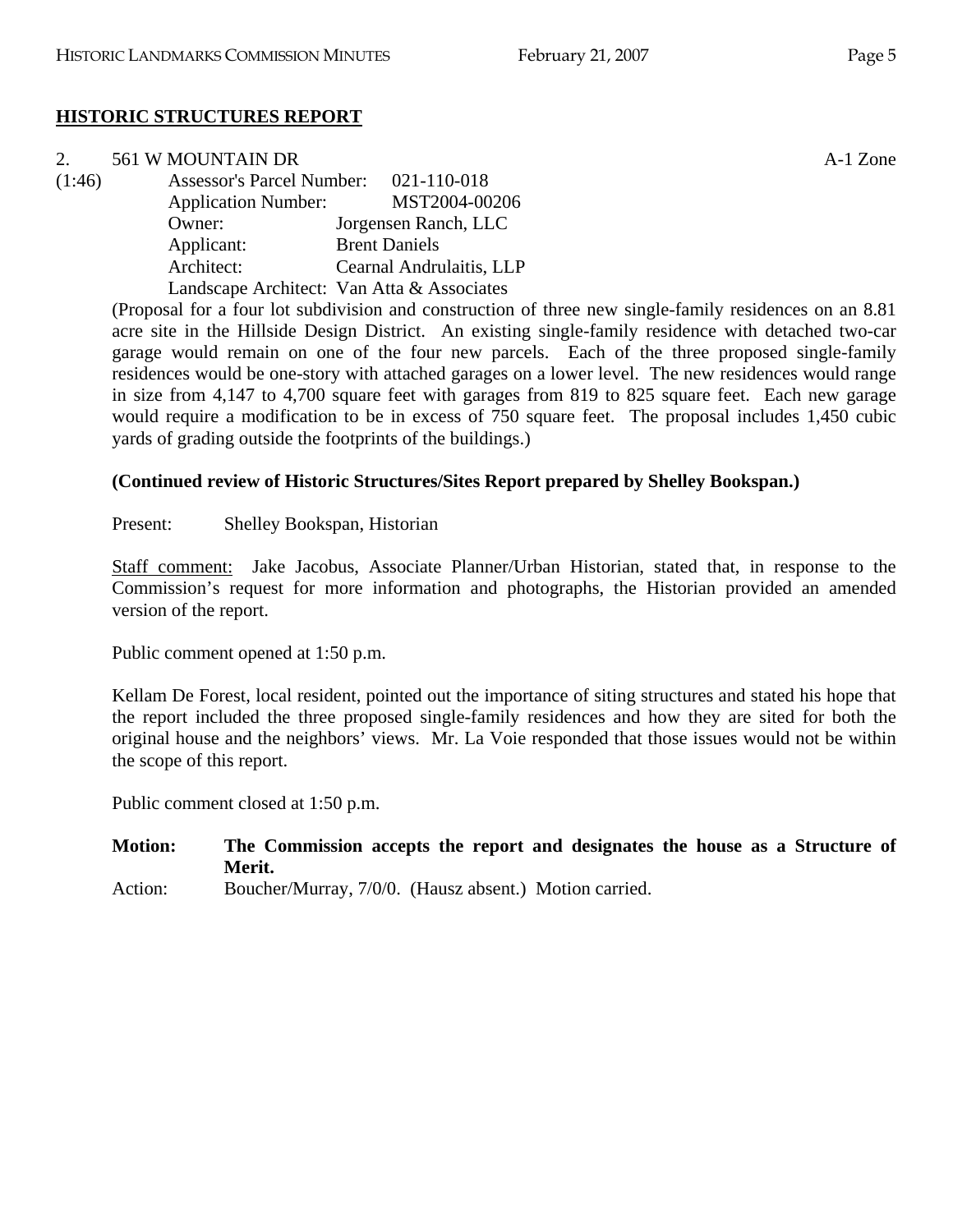## HISTORIC STRUCTURES REPORT

2. 561 W MOUNTAIN DR A-1 Zone

(1:46)

Assessor's Parcel Number: 021-110-018
Application Number: MST2004-00206
Owner: Jorgensen Ranch, LLC
Applicant: Brent Daniels
Architect: Cearnal Andrulaitis, LLP
Landscape Architect: Van Atta & Associates

(Proposal for a four lot subdivision and construction of three new single-family residences on an 8.81 acre site in the Hillside Design District. An existing single-family residence with detached two-car garage would remain on one of the four new parcels. Each of the three proposed single-family residences would be one-story with attached garages on a lower level. The new residences would range in size from 4,147 to 4,700 square feet with garages from 819 to 825 square feet. Each new garage would require a modification to be in excess of 750 square feet. The proposal includes 1,450 cubic yards of grading outside the footprints of the buildings.)

**(Continued review of Historic Structures/Sites Report prepared by Shelley Bookspan.)**

Present: Shelley Bookspan, Historian

Staff comment: Jake Jacobus, Associate Planner/Urban Historian, stated that, in response to the Commission's request for more information and photographs, the Historian provided an amended version of the report.

Public comment opened at 1:50 p.m.

Kellam De Forest, local resident, pointed out the importance of siting structures and stated his hope that the report included the three proposed single-family residences and how they are sited for both the original house and the neighbors' views. Mr. La Voie responded that those issues would not be within the scope of this report.

Public comment closed at 1:50 p.m.

**Motion: The Commission accepts the report and designates the house as a Structure of Merit.**

Action: Boucher/Murray, 7/0/0. (Hausz absent.) Motion carried.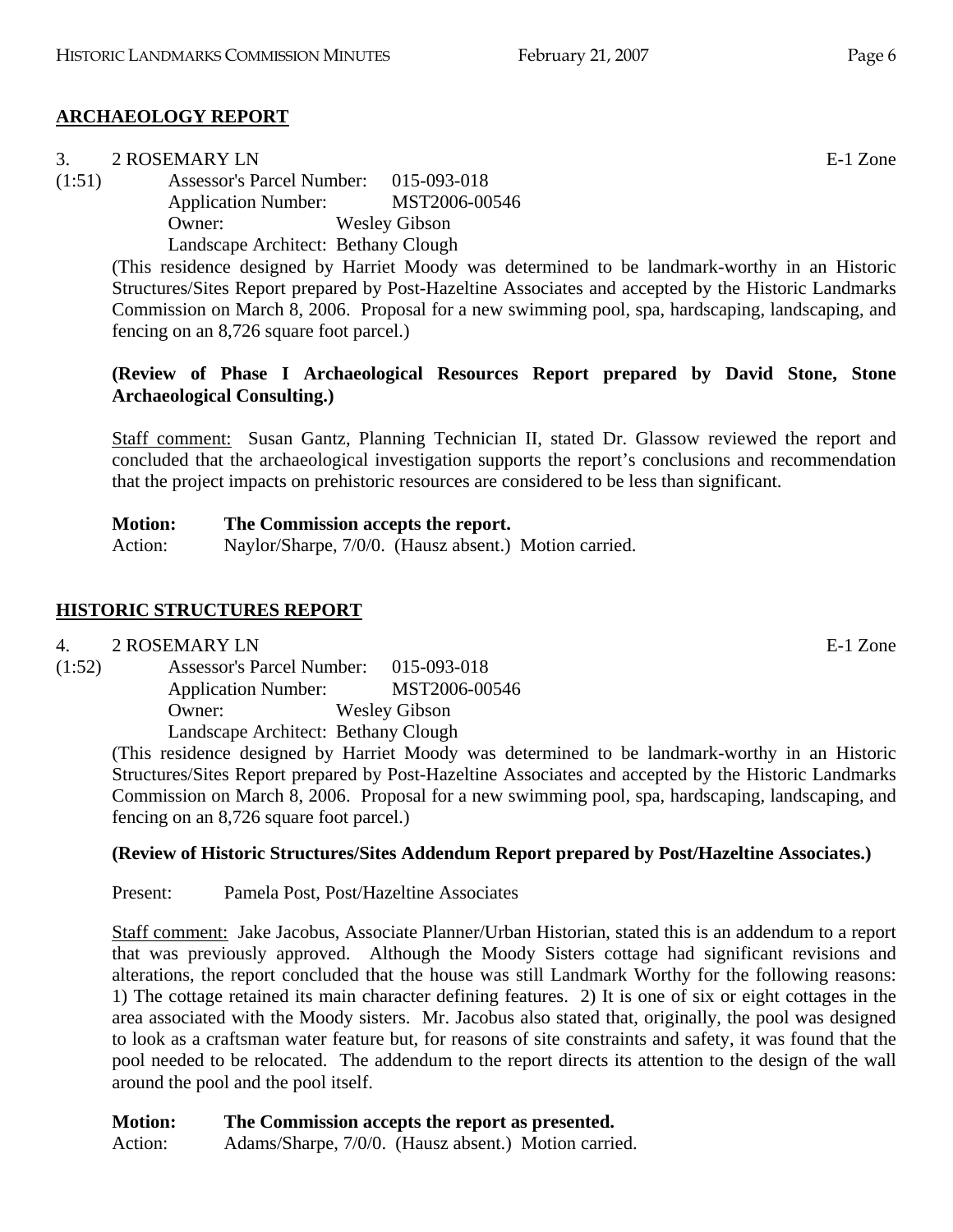## ARCHAEOLOGY REPORT

3. 2 ROSEMARY LN E-1 Zone

(1:51) Assessor's Parcel Number: 015-093-018
Application Number: MST2006-00546
Owner: Wesley Gibson
Landscape Architect: Bethany Clough

(This residence designed by Harriet Moody was determined to be landmark-worthy in an Historic Structures/Sites Report prepared by Post-Hazeltine Associates and accepted by the Historic Landmarks Commission on March 8, 2006. Proposal for a new swimming pool, spa, hardscaping, landscaping, and fencing on an 8,726 square foot parcel.)

**(Review of Phase I Archaeological Resources Report prepared by David Stone, Stone Archaeological Consulting.)**

Staff comment: Susan Gantz, Planning Technician II, stated Dr. Glassow reviewed the report and concluded that the archaeological investigation supports the report's conclusions and recommendation that the project impacts on prehistoric resources are considered to be less than significant.

**Motion: The Commission accepts the report.**
Action: Naylor/Sharpe, 7/0/0. (Hausz absent.) Motion carried.

## HISTORIC STRUCTURES REPORT

4. 2 ROSEMARY LN E-1 Zone

(1:52) Assessor's Parcel Number: 015-093-018
Application Number: MST2006-00546
Owner: Wesley Gibson
Landscape Architect: Bethany Clough

(This residence designed by Harriet Moody was determined to be landmark-worthy in an Historic Structures/Sites Report prepared by Post-Hazeltine Associates and accepted by the Historic Landmarks Commission on March 8, 2006. Proposal for a new swimming pool, spa, hardscaping, landscaping, and fencing on an 8,726 square foot parcel.)

**(Review of Historic Structures/Sites Addendum Report prepared by Post/Hazeltine Associates.)**

Present: Pamela Post, Post/Hazeltine Associates

Staff comment: Jake Jacobus, Associate Planner/Urban Historian, stated this is an addendum to a report that was previously approved. Although the Moody Sisters cottage had significant revisions and alterations, the report concluded that the house was still Landmark Worthy for the following reasons: 1) The cottage retained its main character defining features. 2) It is one of six or eight cottages in the area associated with the Moody sisters. Mr. Jacobus also stated that, originally, the pool was designed to look as a craftsman water feature but, for reasons of site constraints and safety, it was found that the pool needed to be relocated. The addendum to the report directs its attention to the design of the wall around the pool and the pool itself.

**Motion: The Commission accepts the report as presented.**
Action: Adams/Sharpe, 7/0/0. (Hausz absent.) Motion carried.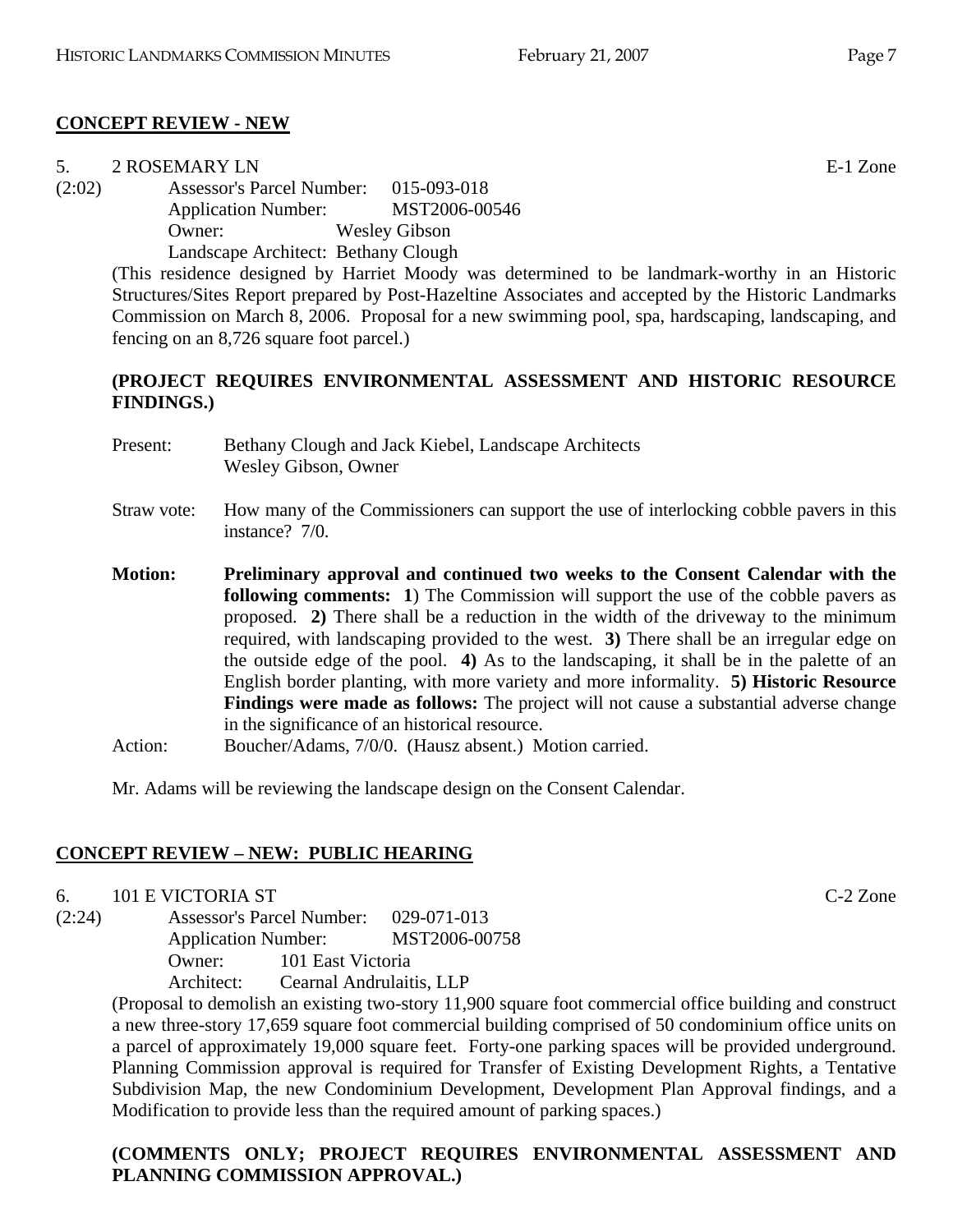## CONCEPT REVIEW - NEW

5. 2 ROSEMARY LN E-1 Zone

(2:02)
Assessor's Parcel Number: 015-093-018
Application Number: MST2006-00546
Owner: Wesley Gibson
Landscape Architect: Bethany Clough

(This residence designed by Harriet Moody was determined to be landmark-worthy in an Historic Structures/Sites Report prepared by Post-Hazeltine Associates and accepted by the Historic Landmarks Commission on March 8, 2006. Proposal for a new swimming pool, spa, hardscaping, landscaping, and fencing on an 8,726 square foot parcel.)

**(PROJECT REQUIRES ENVIRONMENTAL ASSESSMENT AND HISTORIC RESOURCE FINDINGS.)**

Present: Bethany Clough and Jack Kiebel, Landscape Architects
Wesley Gibson, Owner

Straw vote: How many of the Commissioners can support the use of interlocking cobble pavers in this instance? 7/0.

**Motion: Preliminary approval and continued two weeks to the Consent Calendar with the following comments: 1**) The Commission will support the use of the cobble pavers as proposed. **2)** There shall be a reduction in the width of the driveway to the minimum required, with landscaping provided to the west. **3)** There shall be an irregular edge on the outside edge of the pool. **4)** As to the landscaping, it shall be in the palette of an English border planting, with more variety and more informality. **5) Historic Resource Findings were made as follows:** The project will not cause a substantial adverse change in the significance of an historical resource.

Action: Boucher/Adams, 7/0/0. (Hausz absent.) Motion carried.

Mr. Adams will be reviewing the landscape design on the Consent Calendar.

## CONCEPT REVIEW – NEW: PUBLIC HEARING

6. 101 E VICTORIA ST C-2 Zone

(2:24)
Assessor's Parcel Number: 029-071-013
Application Number: MST2006-00758
Owner: 101 East Victoria
Architect: Cearnal Andrulaitis, LLP

(Proposal to demolish an existing two-story 11,900 square foot commercial office building and construct a new three-story 17,659 square foot commercial building comprised of 50 condominium office units on a parcel of approximately 19,000 square feet. Forty-one parking spaces will be provided underground. Planning Commission approval is required for Transfer of Existing Development Rights, a Tentative Subdivision Map, the new Condominium Development, Development Plan Approval findings, and a Modification to provide less than the required amount of parking spaces.)

**(COMMENTS ONLY; PROJECT REQUIRES ENVIRONMENTAL ASSESSMENT AND PLANNING COMMISSION APPROVAL.)**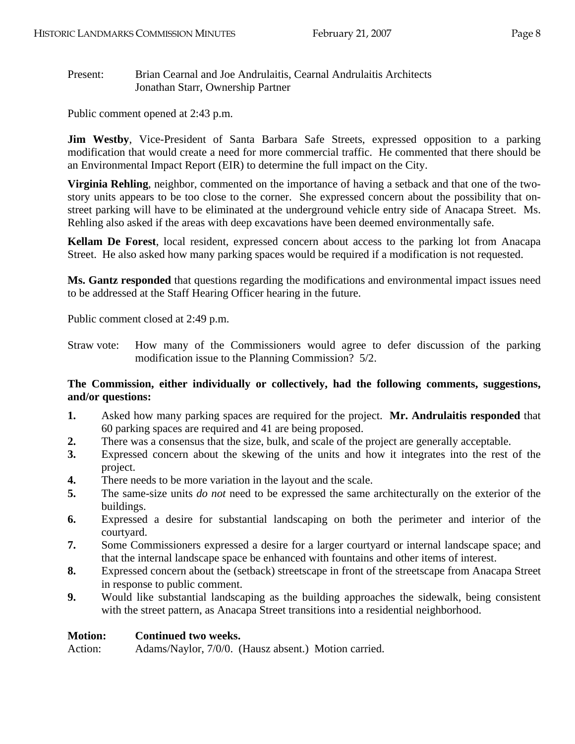Present: Brian Cearnal and Joe Andrulaitis, Cearnal Andrulaitis Architects
Jonathan Starr, Ownership Partner

Public comment opened at 2:43 p.m.

**Jim Westby**, Vice-President of Santa Barbara Safe Streets, expressed opposition to a parking modification that would create a need for more commercial traffic. He commented that there should be an Environmental Impact Report (EIR) to determine the full impact on the City.

**Virginia Rehling**, neighbor, commented on the importance of having a setback and that one of the two-story units appears to be too close to the corner. She expressed concern about the possibility that on-street parking will have to be eliminated at the underground vehicle entry side of Anacapa Street. Ms. Rehling also asked if the areas with deep excavations have been deemed environmentally safe.

**Kellam De Forest**, local resident, expressed concern about access to the parking lot from Anacapa Street. He also asked how many parking spaces would be required if a modification is not requested.

**Ms. Gantz responded** that questions regarding the modifications and environmental impact issues need to be addressed at the Staff Hearing Officer hearing in the future.

Public comment closed at 2:49 p.m.

Straw vote: How many of the Commissioners would agree to defer discussion of the parking modification issue to the Planning Commission? 5/2.

**The Commission, either individually or collectively, had the following comments, suggestions, and/or questions:**

1. Asked how many parking spaces are required for the project. **Mr. Andrulaitis responded** that 60 parking spaces are required and 41 are being proposed.
2. There was a consensus that the size, bulk, and scale of the project are generally acceptable.
3. Expressed concern about the skewing of the units and how it integrates into the rest of the project.
4. There needs to be more variation in the layout and the scale.
5. The same-size units *do not* need to be expressed the same architecturally on the exterior of the buildings.
6. Expressed a desire for substantial landscaping on both the perimeter and interior of the courtyard.
7. Some Commissioners expressed a desire for a larger courtyard or internal landscape space; and that the internal landscape space be enhanced with fountains and other items of interest.
8. Expressed concern about the (setback) streetscape in front of the streetscape from Anacapa Street in response to public comment.
9. Would like substantial landscaping as the building approaches the sidewalk, being consistent with the street pattern, as Anacapa Street transitions into a residential neighborhood.

**Motion: Continued two weeks.**
Action: Adams/Naylor, 7/0/0. (Hausz absent.) Motion carried.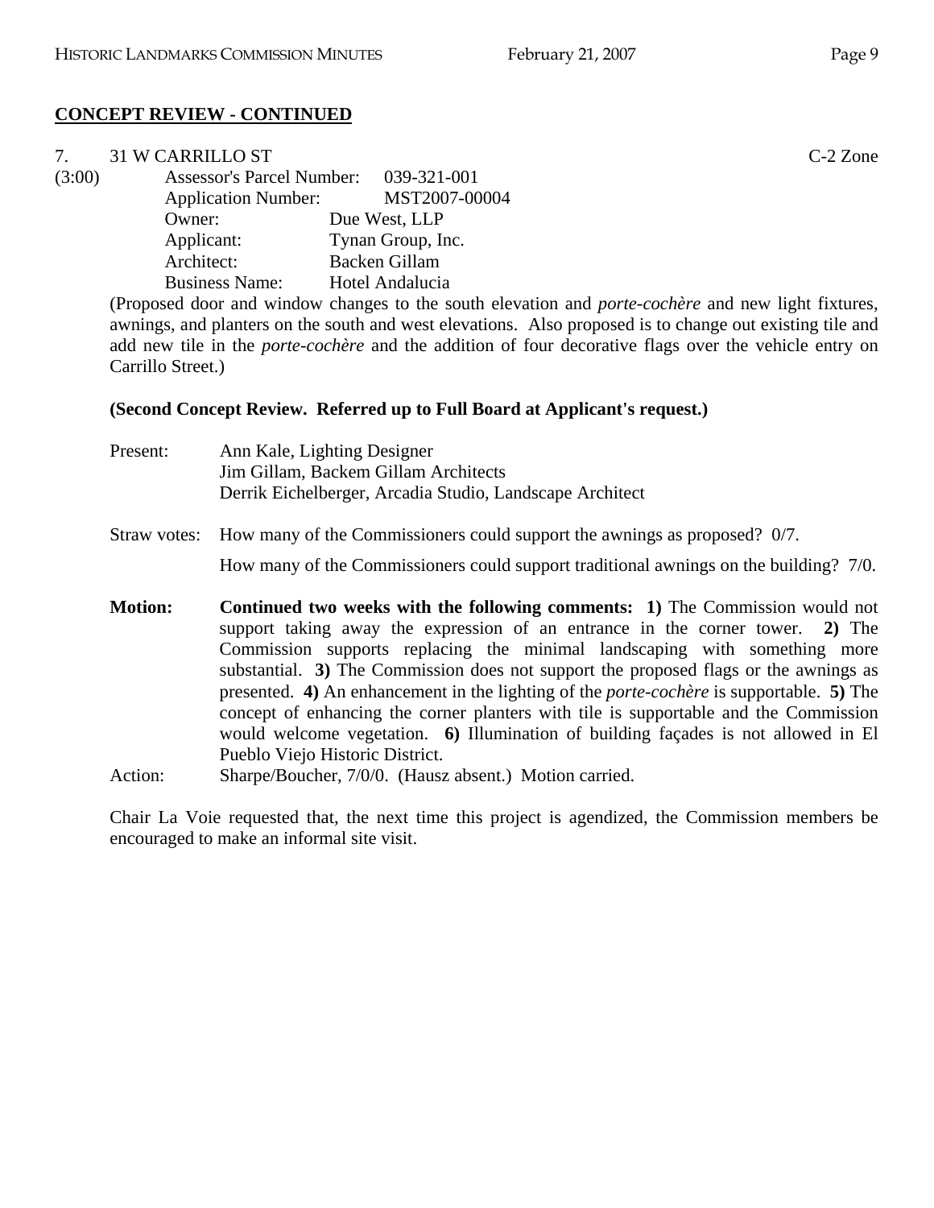## CONCEPT REVIEW - CONTINUED

7. 31 W CARRILLO ST C-2 Zone

(3:00)

Assessor's Parcel Number: 039-321-001
Application Number: MST2007-00004
Owner: Due West, LLP
Applicant: Tynan Group, Inc.
Architect: Backen Gillam
Business Name: Hotel Andalucia

(Proposed door and window changes to the south elevation and *porte-cochère* and new light fixtures, awnings, and planters on the south and west elevations. Also proposed is to change out existing tile and add new tile in the *porte-cochère* and the addition of four decorative flags over the vehicle entry on Carrillo Street.)

**(Second Concept Review. Referred up to Full Board at Applicant's request.)**

Present: Ann Kale, Lighting Designer
Jim Gillam, Backem Gillam Architects
Derrik Eichelberger, Arcadia Studio, Landscape Architect

Straw votes: How many of the Commissioners could support the awnings as proposed? 0/7.

How many of the Commissioners could support traditional awnings on the building? 7/0.

**Motion:** **Continued two weeks with the following comments: 1)** The Commission would not support taking away the expression of an entrance in the corner tower. **2)** The Commission supports replacing the minimal landscaping with something more substantial. **3)** The Commission does not support the proposed flags or the awnings as presented. **4)** An enhancement in the lighting of the *porte-cochère* is supportable. **5)** The concept of enhancing the corner planters with tile is supportable and the Commission would welcome vegetation. **6)** Illumination of building façades is not allowed in El Pueblo Viejo Historic District.

Action: Sharpe/Boucher, 7/0/0. (Hausz absent.) Motion carried.

Chair La Voie requested that, the next time this project is agendized, the Commission members be encouraged to make an informal site visit.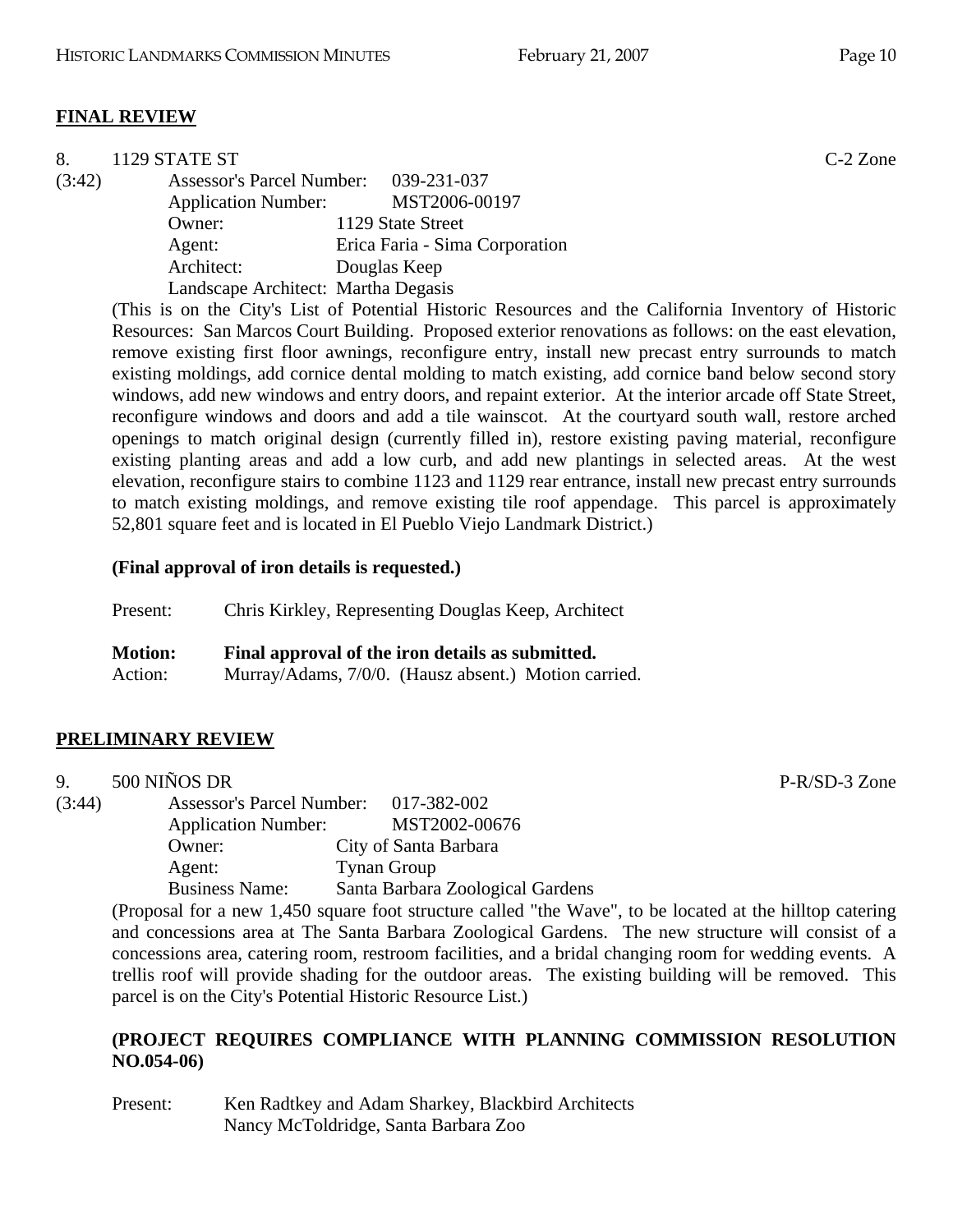**FINAL REVIEW**

8. 1129 STATE ST C-2 Zone

(3:42)
Assessor's Parcel Number: 039-231-037
Application Number: MST2006-00197
Owner: 1129 State Street
Agent: Erica Faria - Sima Corporation
Architect: Douglas Keep
Landscape Architect: Martha Degasis

(This is on the City's List of Potential Historic Resources and the California Inventory of Historic Resources: San Marcos Court Building. Proposed exterior renovations as follows: on the east elevation, remove existing first floor awnings, reconfigure entry, install new precast entry surrounds to match existing moldings, add cornice dental molding to match existing, add cornice band below second story windows, add new windows and entry doors, and repaint exterior. At the interior arcade off State Street, reconfigure windows and doors and add a tile wainscot. At the courtyard south wall, restore arched openings to match original design (currently filled in), restore existing paving material, reconfigure existing planting areas and add a low curb, and add new plantings in selected areas. At the west elevation, reconfigure stairs to combine 1123 and 1129 rear entrance, install new precast entry surrounds to match existing moldings, and remove existing tile roof appendage. This parcel is approximately 52,801 square feet and is located in El Pueblo Viejo Landmark District.)

**(Final approval of iron details is requested.)**

Present: Chris Kirkley, Representing Douglas Keep, Architect

**Motion: Final approval of the iron details as submitted.**
Action: Murray/Adams, 7/0/0. (Hausz absent.) Motion carried.

**PRELIMINARY REVIEW**

9. 500 NIÑOS DR P-R/SD-3 Zone

(3:44)
Assessor's Parcel Number: 017-382-002
Application Number: MST2002-00676
Owner: City of Santa Barbara
Agent: Tynan Group
Business Name: Santa Barbara Zoological Gardens

(Proposal for a new 1,450 square foot structure called "the Wave", to be located at the hilltop catering and concessions area at The Santa Barbara Zoological Gardens. The new structure will consist of a concessions area, catering room, restroom facilities, and a bridal changing room for wedding events. A trellis roof will provide shading for the outdoor areas. The existing building will be removed. This parcel is on the City's Potential Historic Resource List.)

**(PROJECT REQUIRES COMPLIANCE WITH PLANNING COMMISSION RESOLUTION NO.054-06)**

Present: Ken Radtkey and Adam Sharkey, Blackbird Architects
Nancy McToldridge, Santa Barbara Zoo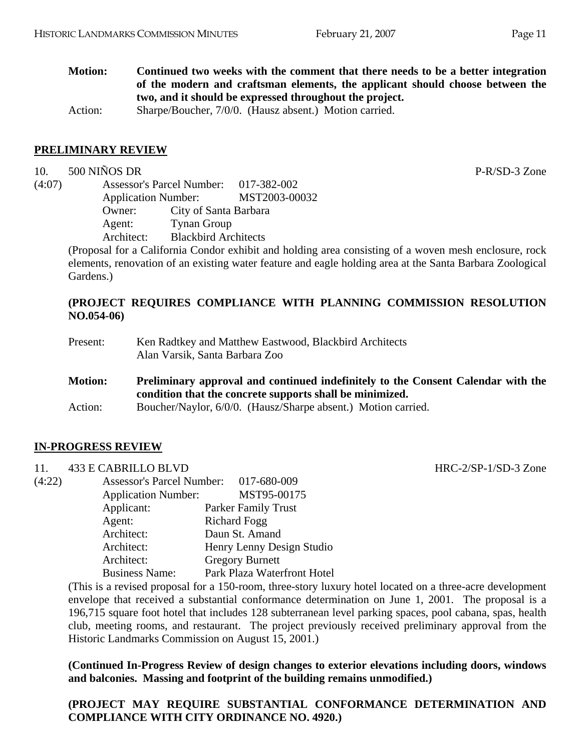**Motion:** **Continued two weeks with the comment that there needs to be a better integration of the modern and craftsman elements, the applicant should choose between the two, and it should be expressed throughout the project.**

Action: Sharpe/Boucher, 7/0/0. (Hausz absent.) Motion carried.

## PRELIMINARY REVIEW

10. 500 NIÑOS DR — P-R/SD-3 Zone

(4:07)

Assessor's Parcel Number: 017-382-002
Application Number: MST2003-00032
Owner: City of Santa Barbara
Agent: Tynan Group
Architect: Blackbird Architects

(Proposal for a California Condor exhibit and holding area consisting of a woven mesh enclosure, rock elements, renovation of an existing water feature and eagle holding area at the Santa Barbara Zoological Gardens.)

**(PROJECT REQUIRES COMPLIANCE WITH PLANNING COMMISSION RESOLUTION NO.054-06)**

Present: Ken Radtkey and Matthew Eastwood, Blackbird Architects
Alan Varsik, Santa Barbara Zoo

**Motion:** **Preliminary approval and continued indefinitely to the Consent Calendar with the condition that the concrete supports shall be minimized.**

Action: Boucher/Naylor, 6/0/0. (Hausz/Sharpe absent.) Motion carried.

## IN-PROGRESS REVIEW

11. 433 E CABRILLO BLVD — HRC-2/SP-1/SD-3 Zone

(4:22)

Assessor's Parcel Number: 017-680-009
Application Number: MST95-00175
Applicant: Parker Family Trust
Agent: Richard Fogg
Architect: Daun St. Amand
Architect: Henry Lenny Design Studio
Architect: Gregory Burnett
Business Name: Park Plaza Waterfront Hotel

(This is a revised proposal for a 150-room, three-story luxury hotel located on a three-acre development envelope that received a substantial conformance determination on June 1, 2001. The proposal is a 196,715 square foot hotel that includes 128 subterranean level parking spaces, pool cabana, spas, health club, meeting rooms, and restaurant. The project previously received preliminary approval from the Historic Landmarks Commission on August 15, 2001.)

**(Continued In-Progress Review of design changes to exterior elevations including doors, windows and balconies. Massing and footprint of the building remains unmodified.)**

**(PROJECT MAY REQUIRE SUBSTANTIAL CONFORMANCE DETERMINATION AND COMPLIANCE WITH CITY ORDINANCE NO. 4920.)**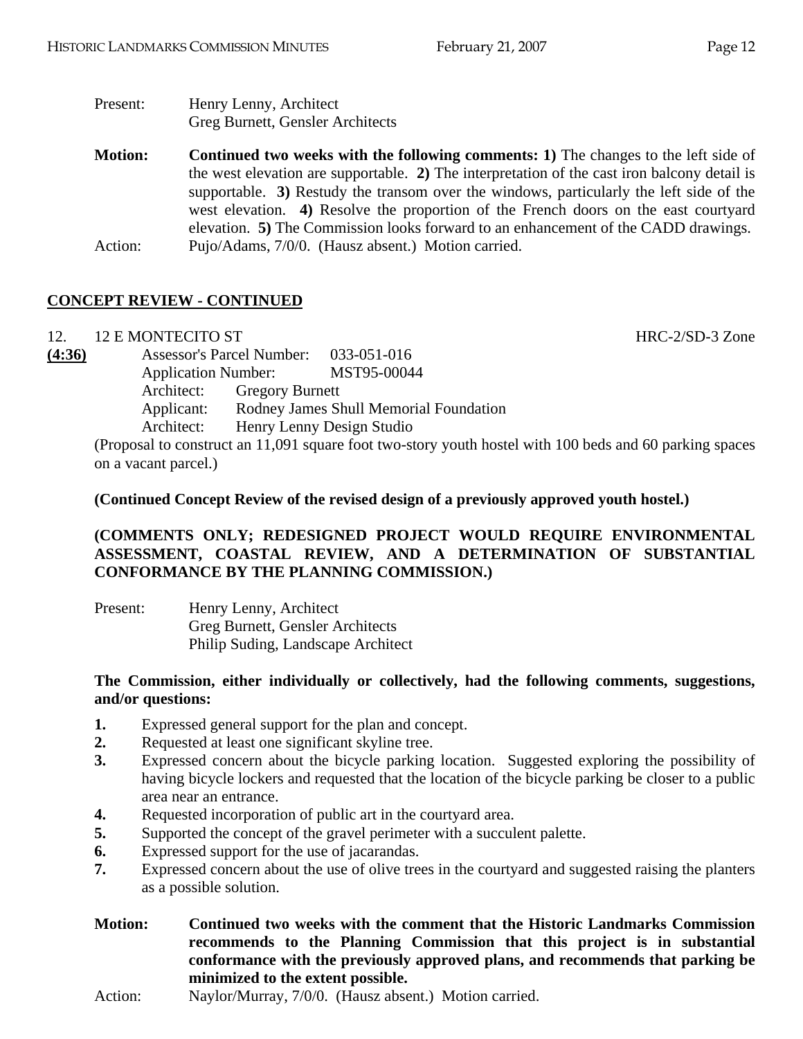Present: Henry Lenny, Architect
Greg Burnett, Gensler Architects

**Motion:** **Continued two weeks with the following comments: 1)** The changes to the left side of the west elevation are supportable. **2)** The interpretation of the cast iron balcony detail is supportable. **3)** Restudy the transom over the windows, particularly the left side of the west elevation. **4)** Resolve the proportion of the French doors on the east courtyard elevation. **5)** The Commission looks forward to an enhancement of the CADD drawings.

Action: Pujo/Adams, 7/0/0. (Hausz absent.) Motion carried.

## CONCEPT REVIEW - CONTINUED

12. 12 E MONTECITO ST HRC-2/SD-3 Zone

**(4:36)**

Assessor's Parcel Number: 033-051-016
Application Number: MST95-00044
Architect: Gregory Burnett
Applicant: Rodney James Shull Memorial Foundation
Architect: Henry Lenny Design Studio

(Proposal to construct an 11,091 square foot two-story youth hostel with 100 beds and 60 parking spaces on a vacant parcel.)

**(Continued Concept Review of the revised design of a previously approved youth hostel.)**

**(COMMENTS ONLY; REDESIGNED PROJECT WOULD REQUIRE ENVIRONMENTAL ASSESSMENT, COASTAL REVIEW, AND A DETERMINATION OF SUBSTANTIAL CONFORMANCE BY THE PLANNING COMMISSION.)**

Present: Henry Lenny, Architect
Greg Burnett, Gensler Architects
Philip Suding, Landscape Architect

**The Commission, either individually or collectively, had the following comments, suggestions, and/or questions:**

1. Expressed general support for the plan and concept.
2. Requested at least one significant skyline tree.
3. Expressed concern about the bicycle parking location. Suggested exploring the possibility of having bicycle lockers and requested that the location of the bicycle parking be closer to a public area near an entrance.
4. Requested incorporation of public art in the courtyard area.
5. Supported the concept of the gravel perimeter with a succulent palette.
6. Expressed support for the use of jacarandas.
7. Expressed concern about the use of olive trees in the courtyard and suggested raising the planters as a possible solution.

**Motion:** **Continued two weeks with the comment that the Historic Landmarks Commission recommends to the Planning Commission that this project is in substantial conformance with the previously approved plans, and recommends that parking be minimized to the extent possible.**

Action: Naylor/Murray, 7/0/0. (Hausz absent.) Motion carried.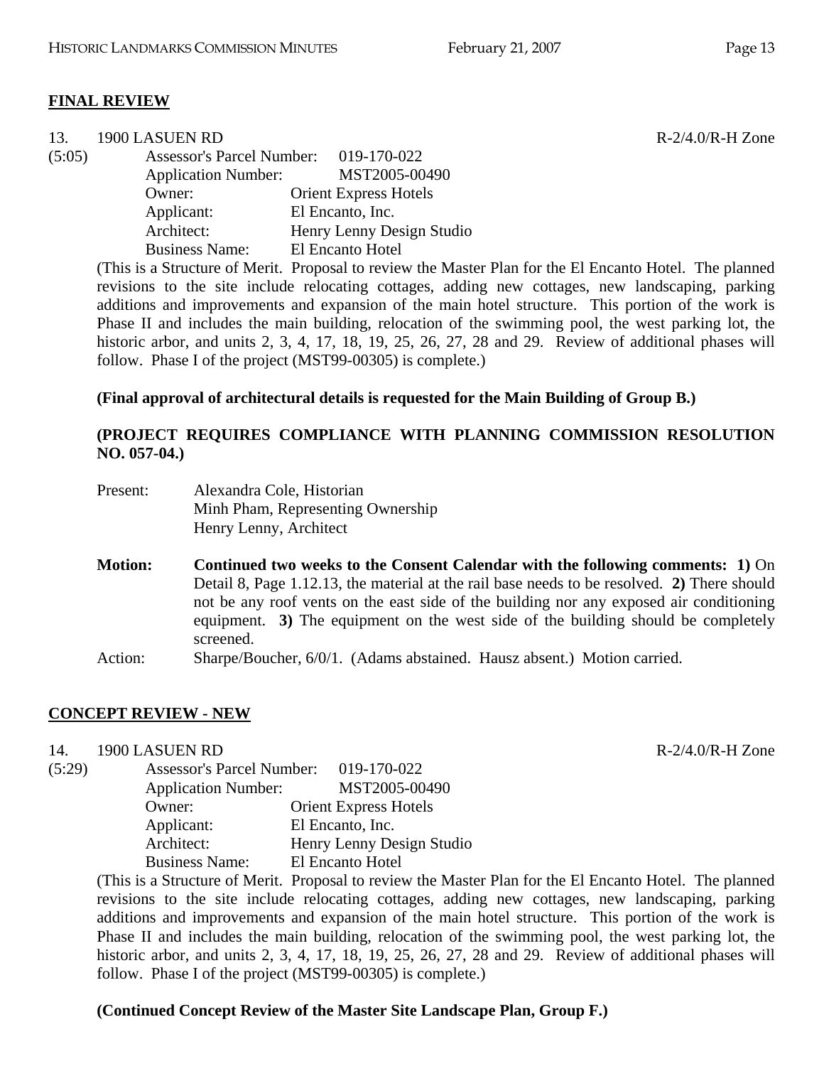**FINAL REVIEW**

13. 1900 LASUEN RD R-2/4.0/R-H Zone

(5:05)

Assessor's Parcel Number: 019-170-022
Application Number: MST2005-00490
Owner: Orient Express Hotels
Applicant: El Encanto, Inc.
Architect: Henry Lenny Design Studio
Business Name: El Encanto Hotel

(This is a Structure of Merit. Proposal to review the Master Plan for the El Encanto Hotel. The planned revisions to the site include relocating cottages, adding new cottages, new landscaping, parking additions and improvements and expansion of the main hotel structure. This portion of the work is Phase II and includes the main building, relocation of the swimming pool, the west parking lot, the historic arbor, and units 2, 3, 4, 17, 18, 19, 25, 26, 27, 28 and 29. Review of additional phases will follow. Phase I of the project (MST99-00305) is complete.)

**(Final approval of architectural details is requested for the Main Building of Group B.)**

**(PROJECT REQUIRES COMPLIANCE WITH PLANNING COMMISSION RESOLUTION NO. 057-04.)**

Present: Alexandra Cole, Historian
Minh Pham, Representing Ownership
Henry Lenny, Architect

**Motion:** **Continued two weeks to the Consent Calendar with the following comments: 1)** On Detail 8, Page 1.12.13, the material at the rail base needs to be resolved. **2)** There should not be any roof vents on the east side of the building nor any exposed air conditioning equipment. **3)** The equipment on the west side of the building should be completely screened.

Action: Sharpe/Boucher, 6/0/1. (Adams abstained. Hausz absent.) Motion carried.

**CONCEPT REVIEW - NEW**

14. 1900 LASUEN RD R-2/4.0/R-H Zone

(5:29)

Assessor's Parcel Number: 019-170-022
Application Number: MST2005-00490
Owner: Orient Express Hotels
Applicant: El Encanto, Inc.
Architect: Henry Lenny Design Studio
Business Name: El Encanto Hotel

(This is a Structure of Merit. Proposal to review the Master Plan for the El Encanto Hotel. The planned revisions to the site include relocating cottages, adding new cottages, new landscaping, parking additions and improvements and expansion of the main hotel structure. This portion of the work is Phase II and includes the main building, relocation of the swimming pool, the west parking lot, the historic arbor, and units 2, 3, 4, 17, 18, 19, 25, 26, 27, 28 and 29. Review of additional phases will follow. Phase I of the project (MST99-00305) is complete.)

**(Continued Concept Review of the Master Site Landscape Plan, Group F.)**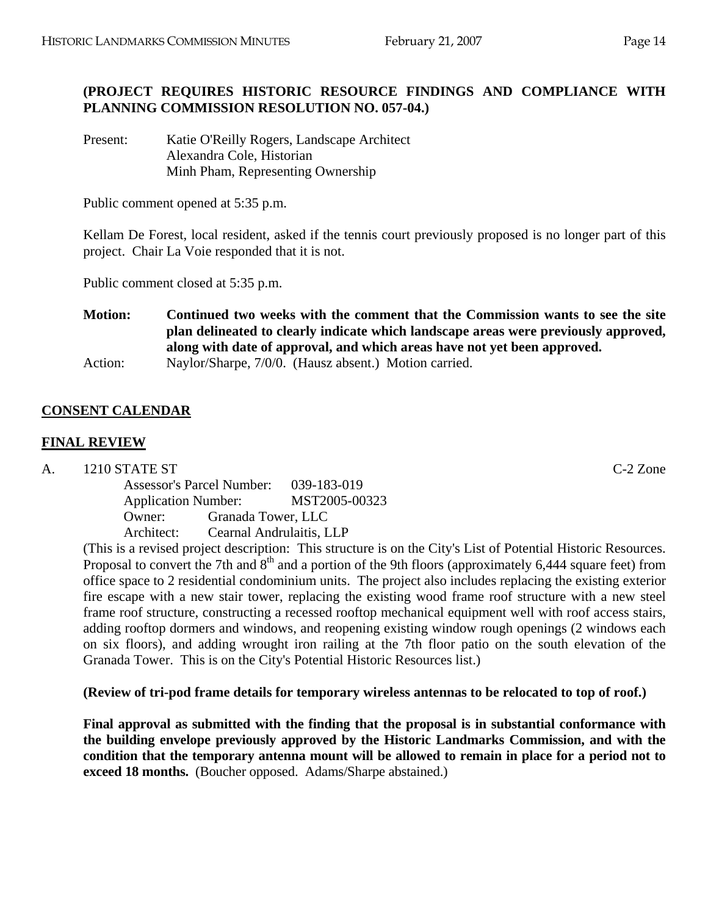**(PROJECT REQUIRES HISTORIC RESOURCE FINDINGS AND COMPLIANCE WITH PLANNING COMMISSION RESOLUTION NO. 057-04.)**

Present: Katie O'Reilly Rogers, Landscape Architect
Alexandra Cole, Historian
Minh Pham, Representing Ownership

Public comment opened at 5:35 p.m.

Kellam De Forest, local resident, asked if the tennis court previously proposed is no longer part of this project. Chair La Voie responded that it is not.

Public comment closed at 5:35 p.m.

**Motion: Continued two weeks with the comment that the Commission wants to see the site plan delineated to clearly indicate which landscape areas were previously approved, along with date of approval, and which areas have not yet been approved.**

Action: Naylor/Sharpe, 7/0/0. (Hausz absent.) Motion carried.

## CONSENT CALENDAR

## FINAL REVIEW

A. 1210 STATE ST — C-2 Zone

Assessor's Parcel Number: 039-183-019
Application Number: MST2005-00323
Owner: Granada Tower, LLC
Architect: Cearnal Andrulaitis, LLP

(This is a revised project description: This structure is on the City's List of Potential Historic Resources. Proposal to convert the 7th and 8th and a portion of the 9th floors (approximately 6,444 square feet) from office space to 2 residential condominium units. The project also includes replacing the existing exterior fire escape with a new stair tower, replacing the existing wood frame roof structure with a new steel frame roof structure, constructing a recessed rooftop mechanical equipment well with roof access stairs, adding rooftop dormers and windows, and reopening existing window rough openings (2 windows each on six floors), and adding wrought iron railing at the 7th floor patio on the south elevation of the Granada Tower. This is on the City's Potential Historic Resources list.)

**(Review of tri-pod frame details for temporary wireless antennas to be relocated to top of roof.)**

**Final approval as submitted with the finding that the proposal is in substantial conformance with the building envelope previously approved by the Historic Landmarks Commission, and with the condition that the temporary antenna mount will be allowed to remain in place for a period not to exceed 18 months.** (Boucher opposed. Adams/Sharpe abstained.)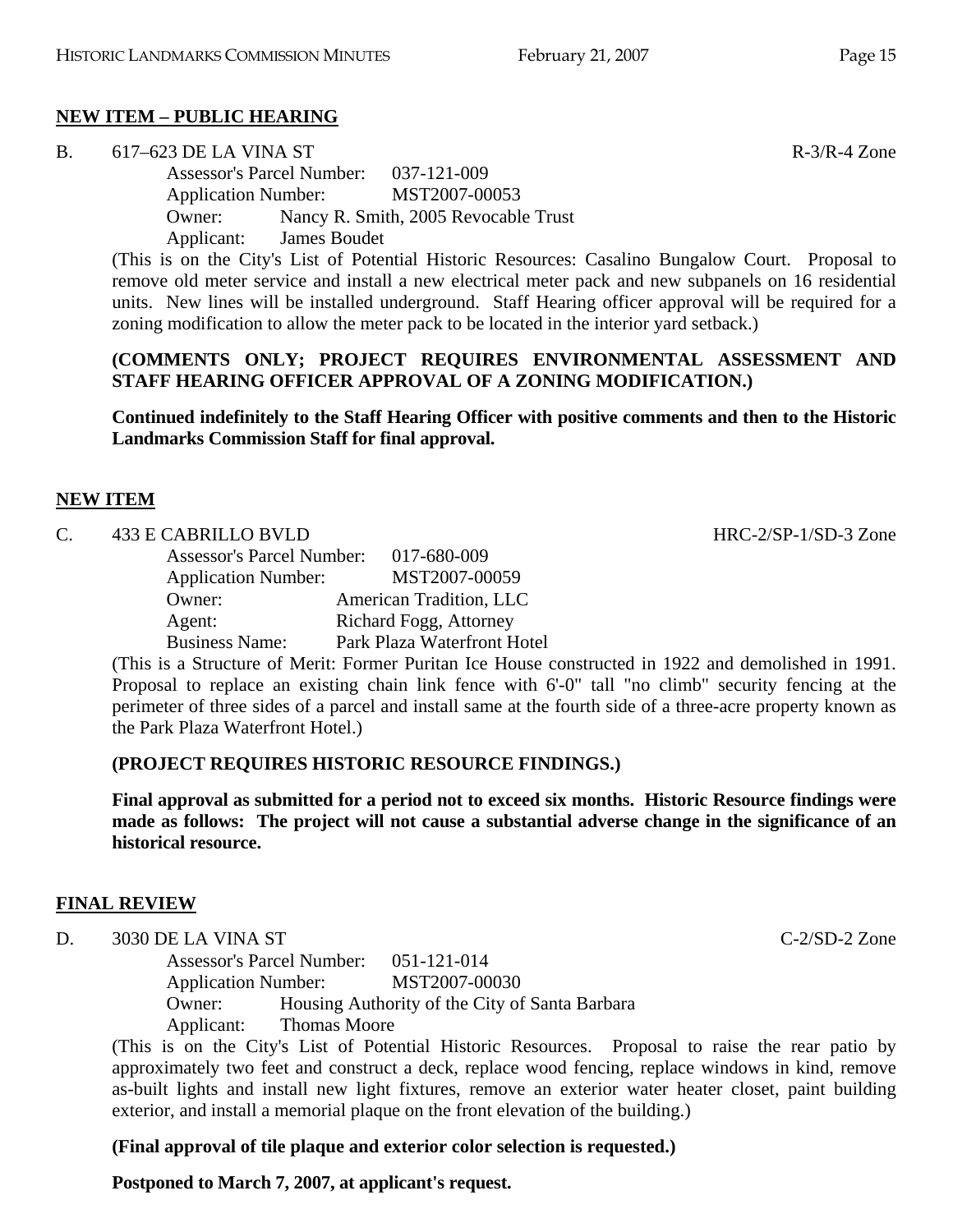## NEW ITEM – PUBLIC HEARING

B. 617–623 DE LA VINA ST R-3/R-4 Zone

Assessor's Parcel Number: 037-121-009
Application Number: MST2007-00053
Owner: Nancy R. Smith, 2005 Revocable Trust
Applicant: James Boudet

(This is on the City's List of Potential Historic Resources: Casalino Bungalow Court. Proposal to remove old meter service and install a new electrical meter pack and new subpanels on 16 residential units. New lines will be installed underground. Staff Hearing officer approval will be required for a zoning modification to allow the meter pack to be located in the interior yard setback.)

**(COMMENTS ONLY; PROJECT REQUIRES ENVIRONMENTAL ASSESSMENT AND STAFF HEARING OFFICER APPROVAL OF A ZONING MODIFICATION.)**

**Continued indefinitely to the Staff Hearing Officer with positive comments and then to the Historic Landmarks Commission Staff for final approval.**

## NEW ITEM

C. 433 E CABRILLO BVLD HRC-2/SP-1/SD-3 Zone

Assessor's Parcel Number: 017-680-009
Application Number: MST2007-00059
Owner: American Tradition, LLC
Agent: Richard Fogg, Attorney
Business Name: Park Plaza Waterfront Hotel

(This is a Structure of Merit: Former Puritan Ice House constructed in 1922 and demolished in 1991. Proposal to replace an existing chain link fence with 6'-0" tall "no climb" security fencing at the perimeter of three sides of a parcel and install same at the fourth side of a three-acre property known as the Park Plaza Waterfront Hotel.)

**(PROJECT REQUIRES HISTORIC RESOURCE FINDINGS.)**

**Final approval as submitted for a period not to exceed six months. Historic Resource findings were made as follows: The project will not cause a substantial adverse change in the significance of an historical resource.**

## FINAL REVIEW

D. 3030 DE LA VINA ST C-2/SD-2 Zone

Assessor's Parcel Number: 051-121-014
Application Number: MST2007-00030
Owner: Housing Authority of the City of Santa Barbara
Applicant: Thomas Moore

(This is on the City's List of Potential Historic Resources. Proposal to raise the rear patio by approximately two feet and construct a deck, replace wood fencing, replace windows in kind, remove as-built lights and install new light fixtures, remove an exterior water heater closet, paint building exterior, and install a memorial plaque on the front elevation of the building.)

**(Final approval of tile plaque and exterior color selection is requested.)**

**Postponed to March 7, 2007, at applicant's request.**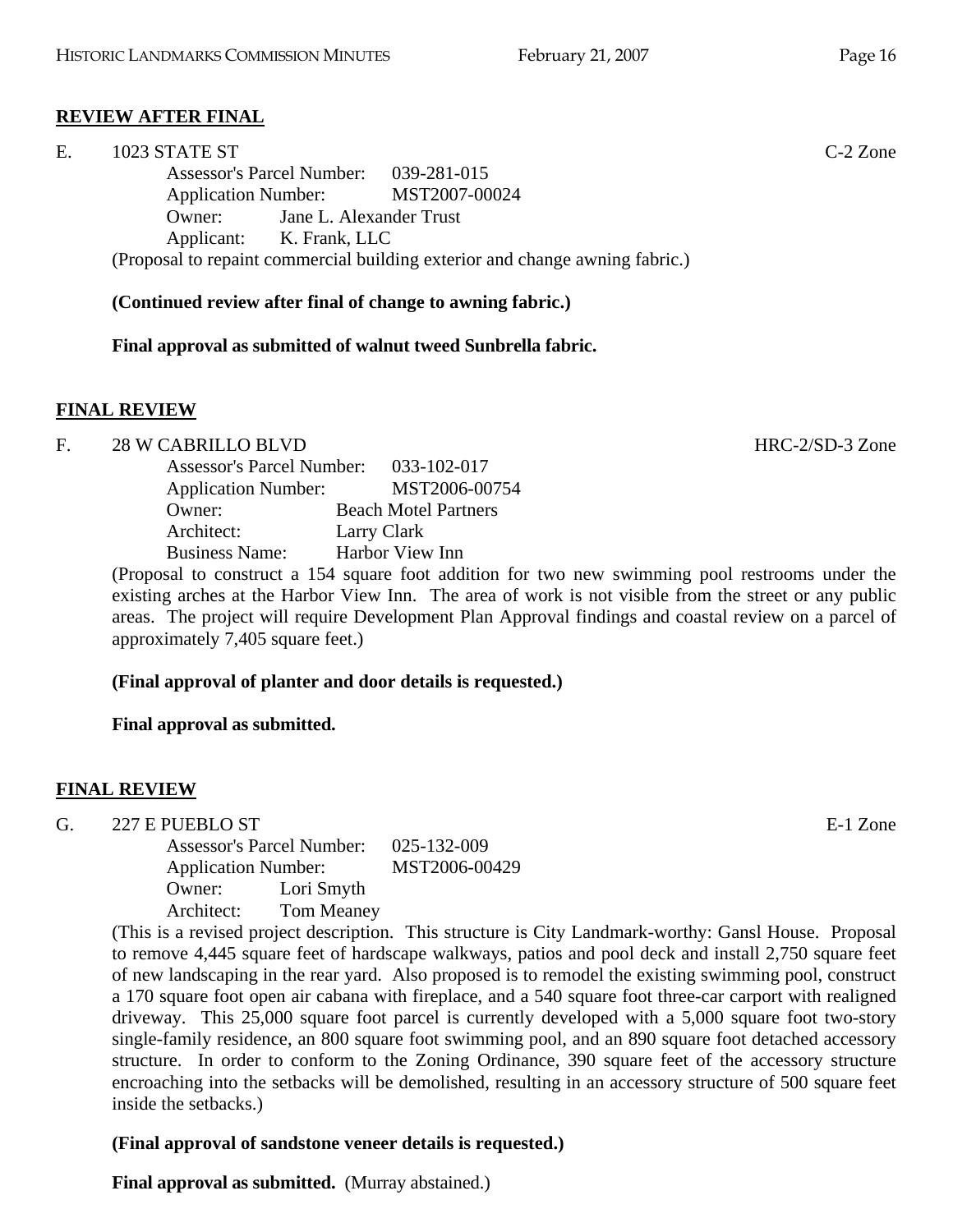**REVIEW AFTER FINAL**

E. 1023 STATE ST C-2 Zone

Assessor's Parcel Number: 039-281-015
Application Number: MST2007-00024
Owner: Jane L. Alexander Trust
Applicant: K. Frank, LLC

(Proposal to repaint commercial building exterior and change awning fabric.)

**(Continued review after final of change to awning fabric.)**

**Final approval as submitted of walnut tweed Sunbrella fabric.**

**FINAL REVIEW**

F. 28 W CABRILLO BLVD HRC-2/SD-3 Zone

Assessor's Parcel Number: 033-102-017
Application Number: MST2006-00754
Owner: Beach Motel Partners
Architect: Larry Clark
Business Name: Harbor View Inn

(Proposal to construct a 154 square foot addition for two new swimming pool restrooms under the existing arches at the Harbor View Inn. The area of work is not visible from the street or any public areas. The project will require Development Plan Approval findings and coastal review on a parcel of approximately 7,405 square feet.)

**(Final approval of planter and door details is requested.)**

**Final approval as submitted.**

**FINAL REVIEW**

G. 227 E PUEBLO ST E-1 Zone

Assessor's Parcel Number: 025-132-009
Application Number: MST2006-00429
Owner: Lori Smyth
Architect: Tom Meaney

(This is a revised project description. This structure is City Landmark-worthy: Gansl House. Proposal to remove 4,445 square feet of hardscape walkways, patios and pool deck and install 2,750 square feet of new landscaping in the rear yard. Also proposed is to remodel the existing swimming pool, construct a 170 square foot open air cabana with fireplace, and a 540 square foot three-car carport with realigned driveway. This 25,000 square foot parcel is currently developed with a 5,000 square foot two-story single-family residence, an 800 square foot swimming pool, and an 890 square foot detached accessory structure. In order to conform to the Zoning Ordinance, 390 square feet of the accessory structure encroaching into the setbacks will be demolished, resulting in an accessory structure of 500 square feet inside the setbacks.)

**(Final approval of sandstone veneer details is requested.)**

**Final approval as submitted.** (Murray abstained.)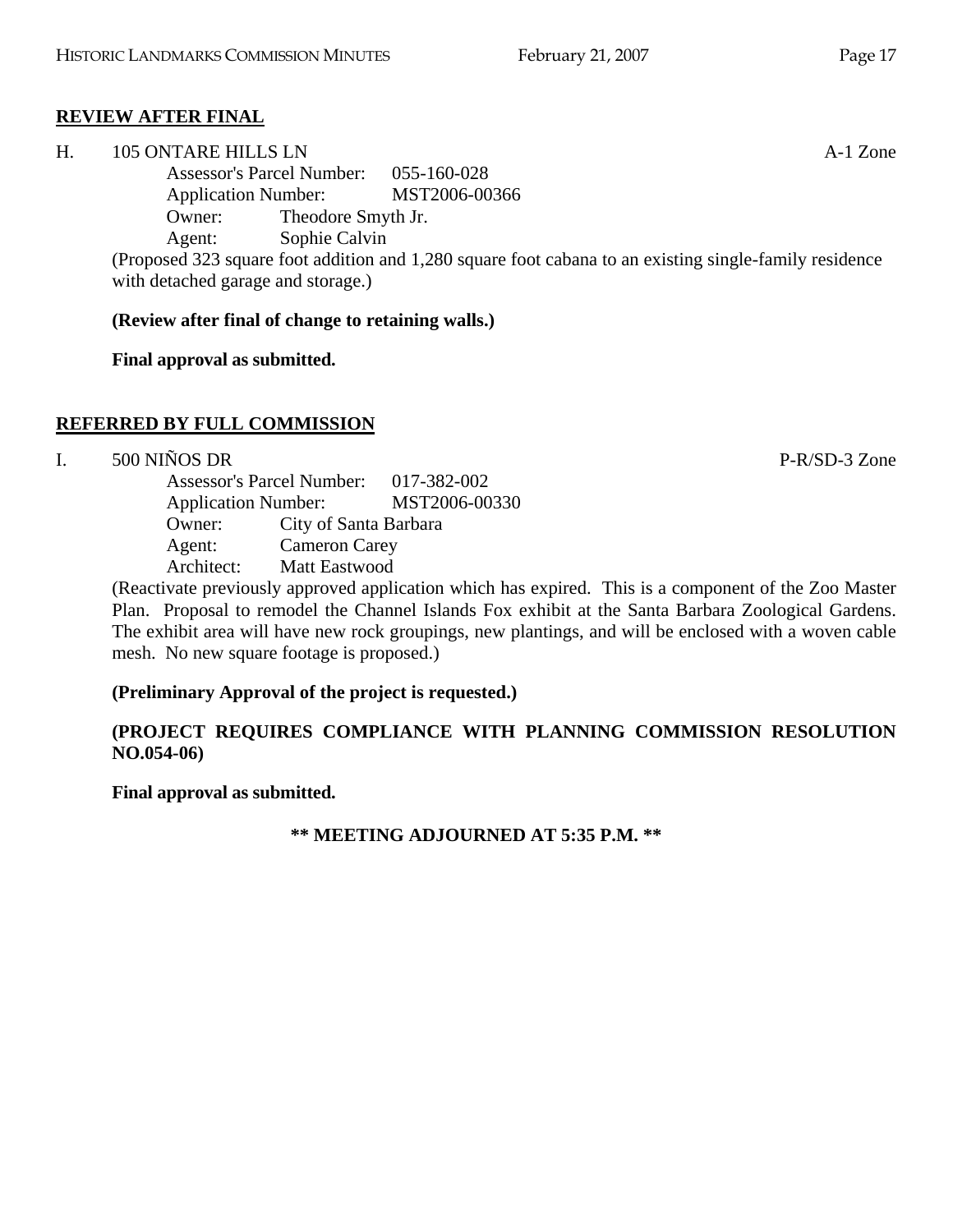## REVIEW AFTER FINAL

H. 105 ONTARE HILLS LN A-1 Zone

Assessor's Parcel Number: 055-160-028
Application Number: MST2006-00366
Owner: Theodore Smyth Jr.
Agent: Sophie Calvin

(Proposed 323 square foot addition and 1,280 square foot cabana to an existing single-family residence with detached garage and storage.)

**(Review after final of change to retaining walls.)**

**Final approval as submitted.**

## REFERRED BY FULL COMMISSION

I. 500 NIÑOS DR P-R/SD-3 Zone

Assessor's Parcel Number: 017-382-002
Application Number: MST2006-00330
Owner: City of Santa Barbara
Agent: Cameron Carey
Architect: Matt Eastwood

(Reactivate previously approved application which has expired. This is a component of the Zoo Master Plan. Proposal to remodel the Channel Islands Fox exhibit at the Santa Barbara Zoological Gardens. The exhibit area will have new rock groupings, new plantings, and will be enclosed with a woven cable mesh. No new square footage is proposed.)

**(Preliminary Approval of the project is requested.)**

**(PROJECT REQUIRES COMPLIANCE WITH PLANNING COMMISSION RESOLUTION NO.054-06)**

**Final approval as submitted.**

**\*\* MEETING ADJOURNED AT 5:35 P.M. \*\***